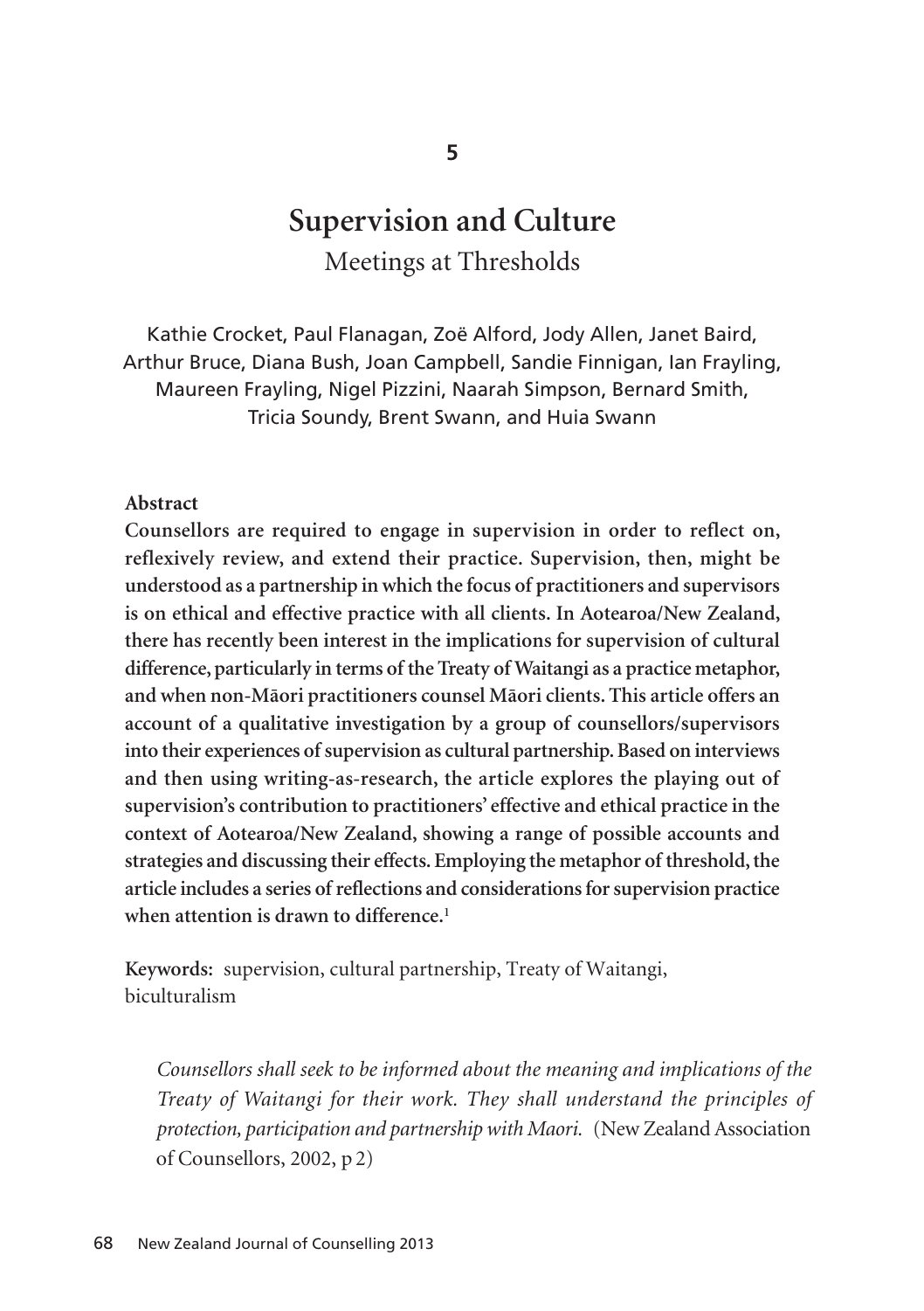5

# Supervision and Culture

## Meetings at Thresholds

Kathie Crocket, Paul Flanagan, Zoë Alford, Jody Allen, Janet Baird, Arthur Bruce, Diana Bush, Joan Campbell, Sandie Finnigan, Ian Frayling, Maureen Frayling, Nigel Pizzini, Naarah Simpson, Bernard Smith, Tricia Soundy, Brent Swann, and Huia Swann

**Abstract**

**Counsellors are required to engage in supervision in order to reflect on, reflexively review, and extend their practice. Supervision, then, might be understood as a partnership in which the focus of practitioners and supervisors is on ethical and effective practice with all clients. In Aotearoa/New Zealand, there has recently been interest in the implications for supervision of cultural difference, particularly in terms of the Treaty of Waitangi as a practice metaphor, and when non-Māori practitioners counsel Māori clients. This article offers an account of a qualitative investigation by a group of counsellors/supervisors into their experiences of supervision as cultural partnership. Based on interviews and then using writing-as-research, the article explores the playing out of supervision's contribution to practitioners' effective and ethical practice in the context of Aotearoa/New Zealand, showing a range of possible accounts and strategies and discussing their effects. Employing the metaphor of threshold, the article includes a series of reflections and considerations for supervision practice when attention is drawn to difference.**[1]

**Keywords:** supervision, cultural partnership, Treaty of Waitangi, biculturalism

> *Counsellors shall seek to be informed about the meaning and implications of the Treaty of Waitangi for their work. They shall understand the principles of protection, participation and partnership with Maori.* (New Zealand Association of Counsellors, 2002, p 2)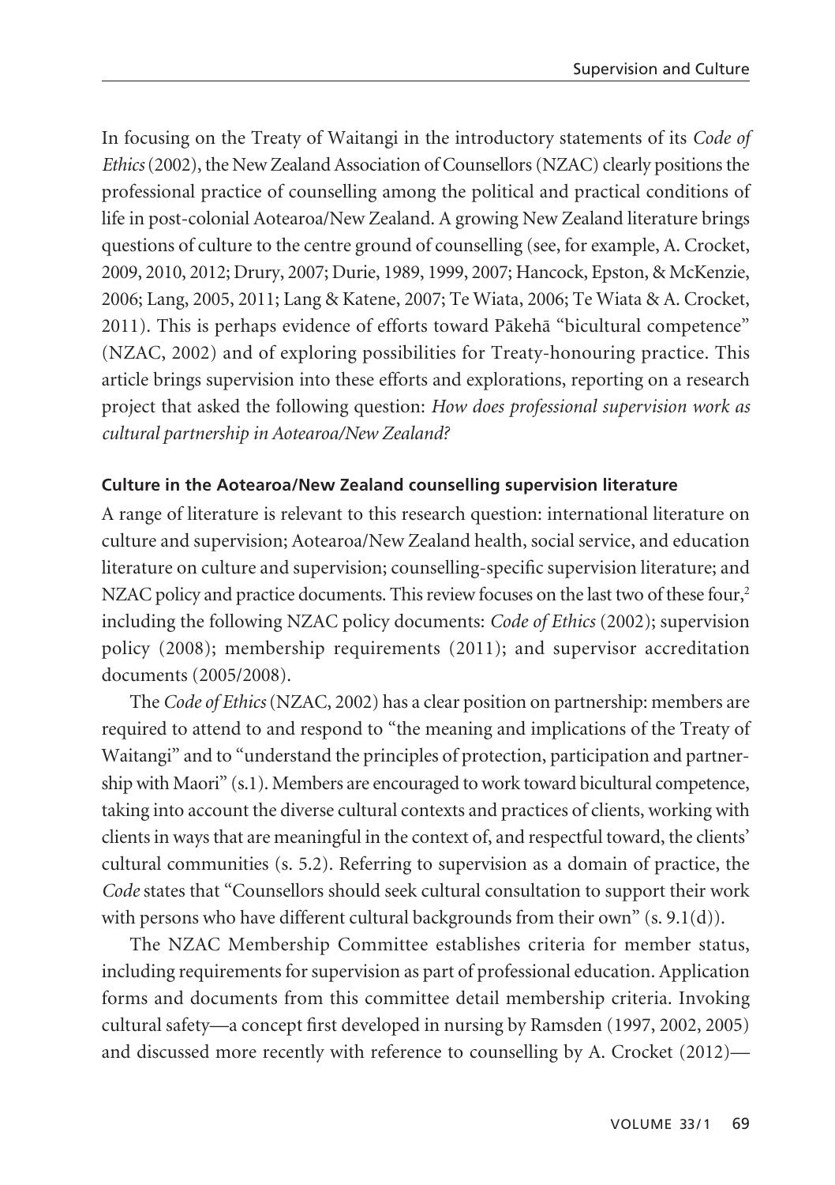In focusing on the Treaty of Waitangi in the introductory statements of its *Code of Ethics* (2002), the New Zealand Association of Counsellors (NZAC) clearly positions the professional practice of counselling among the political and practical conditions of life in post-colonial Aotearoa/New Zealand. A growing New Zealand literature brings questions of culture to the centre ground of counselling (see, for example, A. Crocket, 2009, 2010, 2012; Drury, 2007; Durie, 1989, 1999, 2007; Hancock, Epston, & McKenzie, 2006; Lang, 2005, 2011; Lang & Katene, 2007; Te Wiata, 2006; Te Wiata & A. Crocket, 2011). This is perhaps evidence of efforts toward Pākehā "bicultural competence" (NZAC, 2002) and of exploring possibilities for Treaty-honouring practice. This article brings supervision into these efforts and explorations, reporting on a research project that asked the following question: *How does professional supervision work as cultural partnership in Aotearoa/New Zealand?*

### Culture in the Aotearoa/New Zealand counselling supervision literature

A range of literature is relevant to this research question: international literature on culture and supervision; Aotearoa/New Zealand health, social service, and education literature on culture and supervision; counselling-specific supervision literature; and NZAC policy and practice documents. This review focuses on the last two of these four,[2] including the following NZAC policy documents: *Code of Ethics* (2002); supervision policy (2008); membership requirements (2011); and supervisor accreditation documents (2005/2008).

The *Code of Ethics* (NZAC, 2002) has a clear position on partnership: members are required to attend to and respond to "the meaning and implications of the Treaty of Waitangi" and to "understand the principles of protection, participation and partnership with Maori" (s.1). Members are encouraged to work toward bicultural competence, taking into account the diverse cultural contexts and practices of clients, working with clients in ways that are meaningful in the context of, and respectful toward, the clients' cultural communities (s. 5.2). Referring to supervision as a domain of practice, the *Code* states that "Counsellors should seek cultural consultation to support their work with persons who have different cultural backgrounds from their own" (s. 9.1(d)).

The NZAC Membership Committee establishes criteria for member status, including requirements for supervision as part of professional education. Application forms and documents from this committee detail membership criteria. Invoking cultural safety—a concept first developed in nursing by Ramsden (1997, 2002, 2005) and discussed more recently with reference to counselling by A. Crocket (2012)—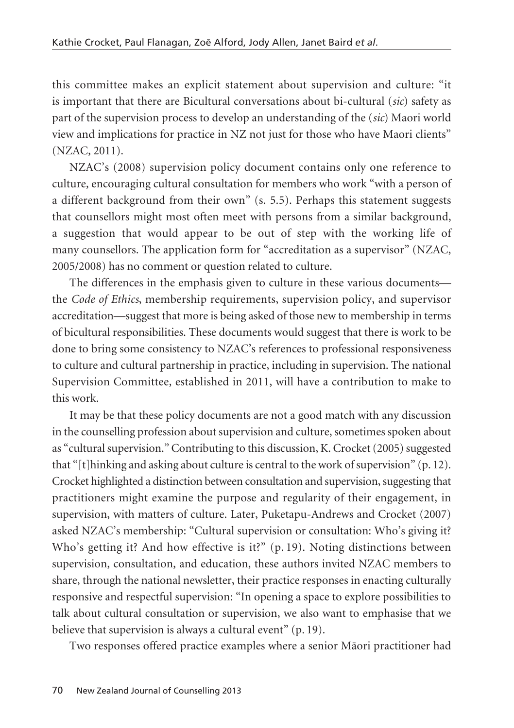this committee makes an explicit statement about supervision and culture: "it is important that there are Bicultural conversations about bi-cultural (*sic*) safety as part of the supervision process to develop an understanding of the (*sic*) Maori world view and implications for practice in NZ not just for those who have Maori clients" (NZAC, 2011).

NZAC's (2008) supervision policy document contains only one reference to culture, encouraging cultural consultation for members who work "with a person of a different background from their own" (s. 5.5). Perhaps this statement suggests that counsellors might most often meet with persons from a similar background, a suggestion that would appear to be out of step with the working life of many counsellors. The application form for "accreditation as a supervisor" (NZAC, 2005/2008) has no comment or question related to culture.

The differences in the emphasis given to culture in these various documents—the *Code of Ethics*, membership requirements, supervision policy, and supervisor accreditation—suggest that more is being asked of those new to membership in terms of bicultural responsibilities. These documents would suggest that there is work to be done to bring some consistency to NZAC's references to professional responsiveness to culture and cultural partnership in practice, including in supervision. The national Supervision Committee, established in 2011, will have a contribution to make to this work.

It may be that these policy documents are not a good match with any discussion in the counselling profession about supervision and culture, sometimes spoken about as "cultural supervision." Contributing to this discussion, K. Crocket (2005) suggested that "[t]hinking and asking about culture is central to the work of supervision" (p. 12). Crocket highlighted a distinction between consultation and supervision, suggesting that practitioners might examine the purpose and regularity of their engagement, in supervision, with matters of culture. Later, Puketapu-Andrews and Crocket (2007) asked NZAC's membership: "Cultural supervision or consultation: Who's giving it? Who's getting it? And how effective is it?" (p. 19). Noting distinctions between supervision, consultation, and education, these authors invited NZAC members to share, through the national newsletter, their practice responses in enacting culturally responsive and respectful supervision: "In opening a space to explore possibilities to talk about cultural consultation or supervision, we also want to emphasise that we believe that supervision is always a cultural event" (p. 19).

Two responses offered practice examples where a senior Māori practitioner had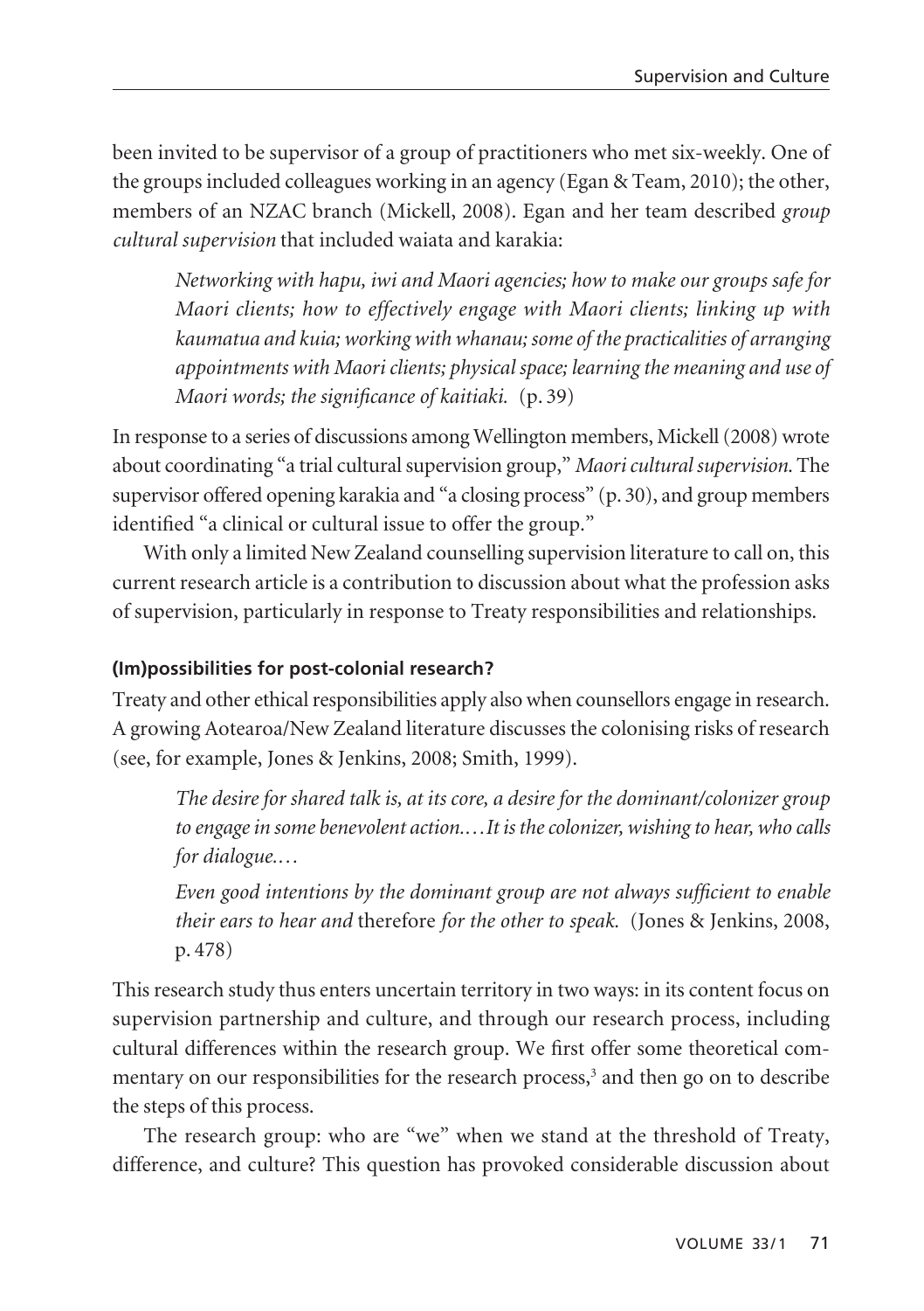been invited to be supervisor of a group of practitioners who met six-weekly. One of the groups included colleagues working in an agency (Egan & Team, 2010); the other, members of an NZAC branch (Mickell, 2008). Egan and her team described *group cultural supervision* that included waiata and karakia:

> *Networking with hapu, iwi and Maori agencies; how to make our groups safe for Maori clients; how to effectively engage with Maori clients; linking up with kaumatua and kuia; working with whanau; some of the practicalities of arranging appointments with Maori clients; physical space; learning the meaning and use of Maori words; the significance of kaitiaki.* (p. 39)

In response to a series of discussions among Wellington members, Mickell (2008) wrote about coordinating "a trial cultural supervision group," *Maori cultural supervision*. The supervisor offered opening karakia and "a closing process" (p. 30), and group members identified "a clinical or cultural issue to offer the group."

With only a limited New Zealand counselling supervision literature to call on, this current research article is a contribution to discussion about what the profession asks of supervision, particularly in response to Treaty responsibilities and relationships.

### (Im)possibilities for post-colonial research?

Treaty and other ethical responsibilities apply also when counsellors engage in research. A growing Aotearoa/New Zealand literature discusses the colonising risks of research (see, for example, Jones & Jenkins, 2008; Smith, 1999).

> *The desire for shared talk is, at its core, a desire for the dominant/colonizer group to engage in some benevolent action.… It is the colonizer, wishing to hear, who calls for dialogue.…*
>
> *Even good intentions by the dominant group are not always sufficient to enable their ears to hear and* therefore *for the other to speak.* (Jones & Jenkins, 2008, p. 478)

This research study thus enters uncertain territory in two ways: in its content focus on supervision partnership and culture, and through our research process, including cultural differences within the research group. We first offer some theoretical commentary on our responsibilities for the research process,[3] and then go on to describe the steps of this process.

The research group: who are "we" when we stand at the threshold of Treaty, difference, and culture? This question has provoked considerable discussion about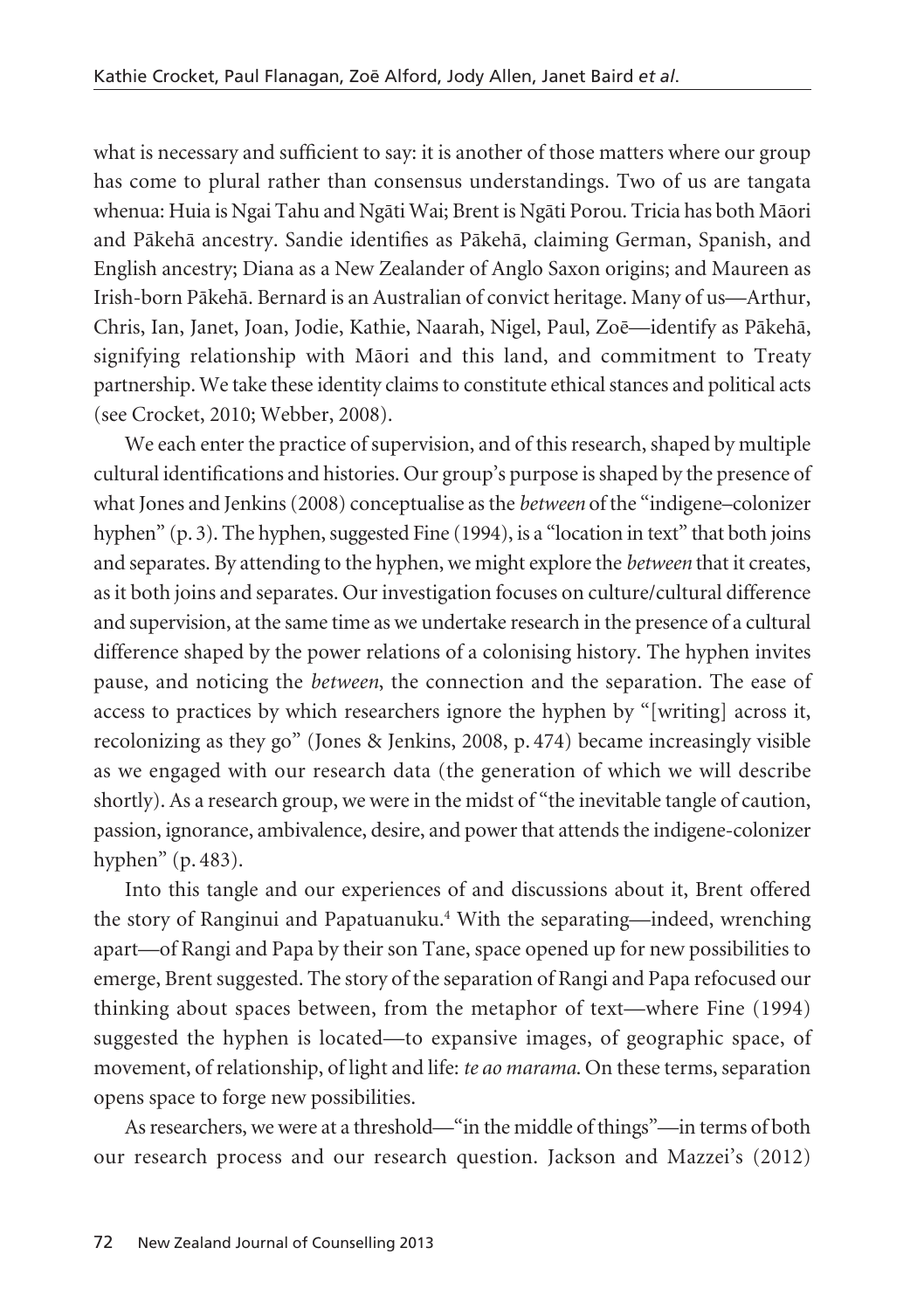what is necessary and sufficient to say: it is another of those matters where our group has come to plural rather than consensus understandings. Two of us are tangata whenua: Huia is Ngai Tahu and Ngāti Wai; Brent is Ngāti Porou. Tricia has both Māori and Pākehā ancestry. Sandie identifies as Pākehā, claiming German, Spanish, and English ancestry; Diana as a New Zealander of Anglo Saxon origins; and Maureen as Irish-born Pākehā. Bernard is an Australian of convict heritage. Many of us—Arthur, Chris, Ian, Janet, Joan, Jodie, Kathie, Naarah, Nigel, Paul, Zoē—identify as Pākehā, signifying relationship with Māori and this land, and commitment to Treaty partnership. We take these identity claims to constitute ethical stances and political acts (see Crocket, 2010; Webber, 2008).

We each enter the practice of supervision, and of this research, shaped by multiple cultural identifications and histories. Our group's purpose is shaped by the presence of what Jones and Jenkins (2008) conceptualise as the *between* of the "indigene–colonizer hyphen" (p. 3). The hyphen, suggested Fine (1994), is a "location in text" that both joins and separates. By attending to the hyphen, we might explore the *between* that it creates, as it both joins and separates. Our investigation focuses on culture/cultural difference and supervision, at the same time as we undertake research in the presence of a cultural difference shaped by the power relations of a colonising history. The hyphen invites pause, and noticing the *between*, the connection and the separation. The ease of access to practices by which researchers ignore the hyphen by "[writing] across it, recolonizing as they go" (Jones & Jenkins, 2008, p. 474) became increasingly visible as we engaged with our research data (the generation of which we will describe shortly). As a research group, we were in the midst of "the inevitable tangle of caution, passion, ignorance, ambivalence, desire, and power that attends the indigene-colonizer hyphen" (p. 483).

Into this tangle and our experiences of and discussions about it, Brent offered the story of Ranginui and Papatuanuku.[4] With the separating—indeed, wrenching apart—of Rangi and Papa by their son Tane, space opened up for new possibilities to emerge, Brent suggested. The story of the separation of Rangi and Papa refocused our thinking about spaces between, from the metaphor of text—where Fine (1994) suggested the hyphen is located—to expansive images, of geographic space, of movement, of relationship, of light and life: *te ao marama*. On these terms, separation opens space to forge new possibilities.

As researchers, we were at a threshold—"in the middle of things"—in terms of both our research process and our research question. Jackson and Mazzei's (2012)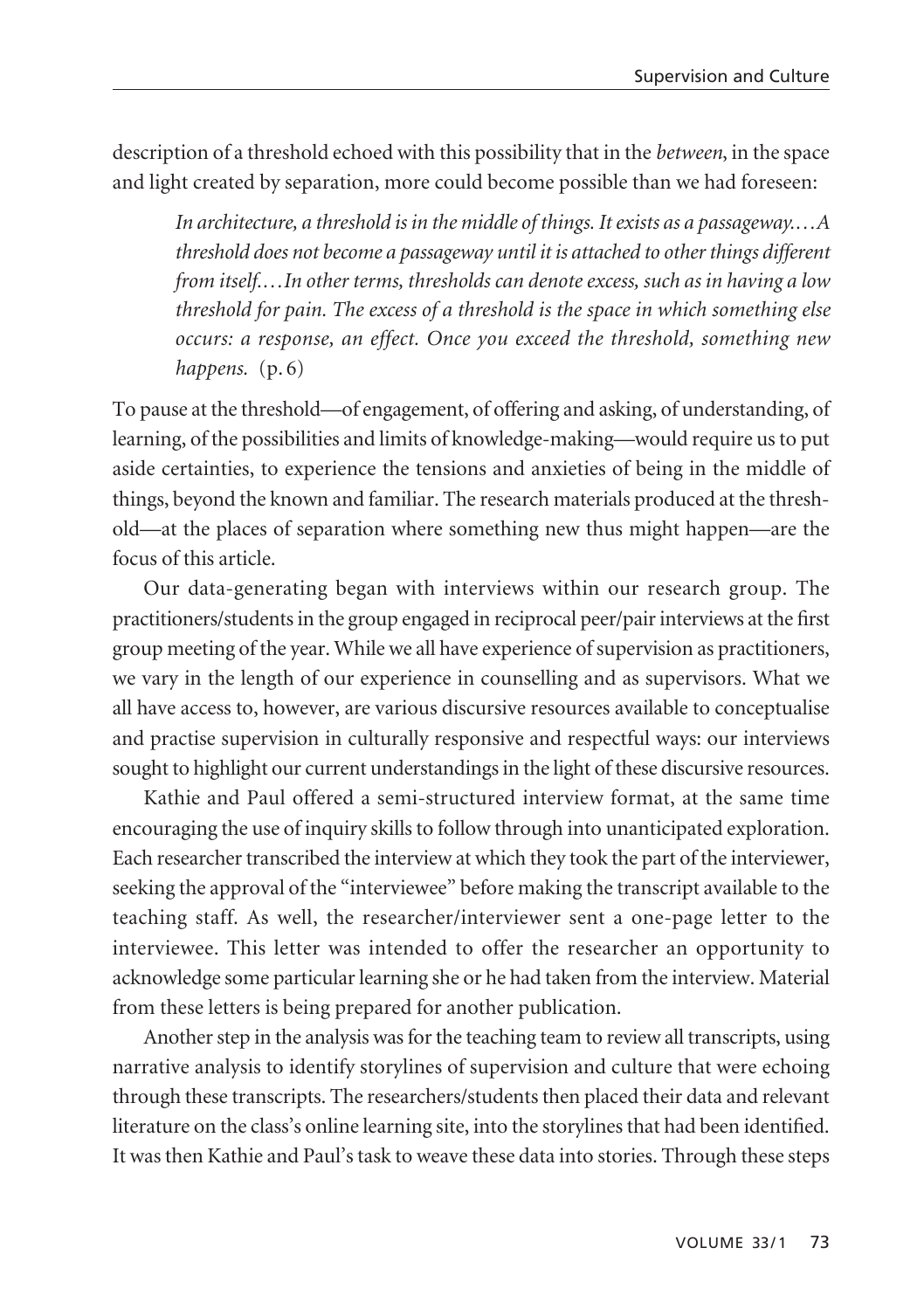description of a threshold echoed with this possibility that in the *between*, in the space and light created by separation, more could become possible than we had foreseen:

> *In architecture, a threshold is in the middle of things. It exists as a passageway.…A threshold does not become a passageway until it is attached to other things different from itself.…In other terms, thresholds can denote excess, such as in having a low threshold for pain. The excess of a threshold is the space in which something else occurs: a response, an effect. Once you exceed the threshold, something new happens.* (p. 6)

To pause at the threshold—of engagement, of offering and asking, of understanding, of learning, of the possibilities and limits of knowledge-making—would require us to put aside certainties, to experience the tensions and anxieties of being in the middle of things, beyond the known and familiar. The research materials produced at the threshold—at the places of separation where something new thus might happen—are the focus of this article.

Our data-generating began with interviews within our research group. The practitioners/students in the group engaged in reciprocal peer/pair interviews at the first group meeting of the year. While we all have experience of supervision as practitioners, we vary in the length of our experience in counselling and as supervisors. What we all have access to, however, are various discursive resources available to conceptualise and practise supervision in culturally responsive and respectful ways: our interviews sought to highlight our current understandings in the light of these discursive resources.

Kathie and Paul offered a semi-structured interview format, at the same time encouraging the use of inquiry skills to follow through into unanticipated exploration. Each researcher transcribed the interview at which they took the part of the interviewer, seeking the approval of the "interviewee" before making the transcript available to the teaching staff. As well, the researcher/interviewer sent a one-page letter to the interviewee. This letter was intended to offer the researcher an opportunity to acknowledge some particular learning she or he had taken from the interview. Material from these letters is being prepared for another publication.

Another step in the analysis was for the teaching team to review all transcripts, using narrative analysis to identify storylines of supervision and culture that were echoing through these transcripts. The researchers/students then placed their data and relevant literature on the class's online learning site, into the storylines that had been identified. It was then Kathie and Paul's task to weave these data into stories. Through these steps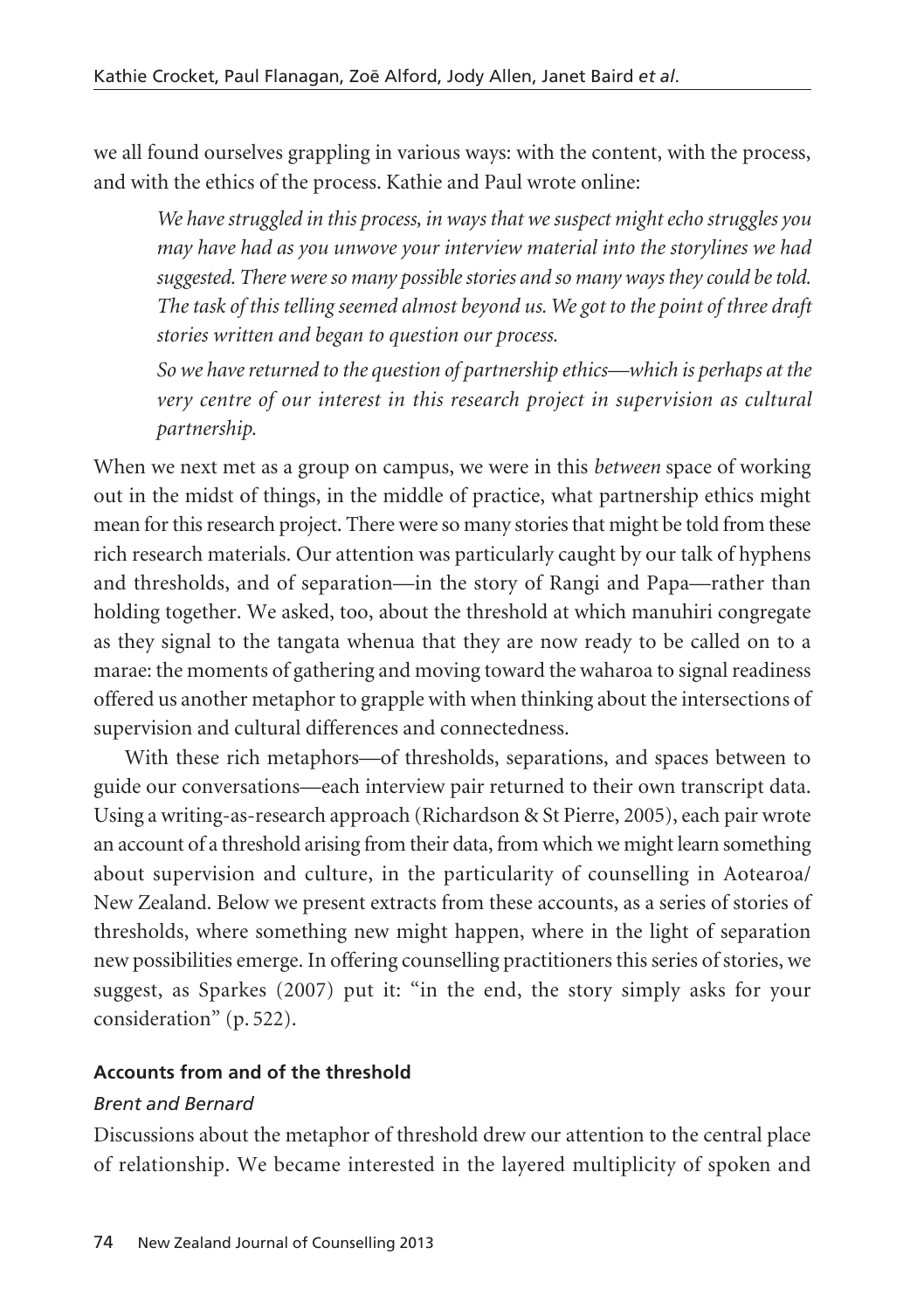we all found ourselves grappling in various ways: with the content, with the process, and with the ethics of the process. Kathie and Paul wrote online:

> *We have struggled in this process, in ways that we suspect might echo struggles you may have had as you unwove your interview material into the storylines we had suggested. There were so many possible stories and so many ways they could be told. The task of this telling seemed almost beyond us. We got to the point of three draft stories written and began to question our process.*
>
> *So we have returned to the question of partnership ethics—which is perhaps at the very centre of our interest in this research project in supervision as cultural partnership.*

When we next met as a group on campus, we were in this *between* space of working out in the midst of things, in the middle of practice, what partnership ethics might mean for this research project. There were so many stories that might be told from these rich research materials. Our attention was particularly caught by our talk of hyphens and thresholds, and of separation—in the story of Rangi and Papa—rather than holding together. We asked, too, about the threshold at which manuhiri congregate as they signal to the tangata whenua that they are now ready to be called on to a marae: the moments of gathering and moving toward the waharoa to signal readiness offered us another metaphor to grapple with when thinking about the intersections of supervision and cultural differences and connectedness.

With these rich metaphors—of thresholds, separations, and spaces between to guide our conversations—each interview pair returned to their own transcript data. Using a writing-as-research approach (Richardson & St Pierre, 2005), each pair wrote an account of a threshold arising from their data, from which we might learn something about supervision and culture, in the particularity of counselling in Aotearoa/New Zealand. Below we present extracts from these accounts, as a series of stories of thresholds, where something new might happen, where in the light of separation new possibilities emerge. In offering counselling practitioners this series of stories, we suggest, as Sparkes (2007) put it: "in the end, the story simply asks for your consideration" (p. 522).

## Accounts from and of the threshold

### *Brent and Bernard*

Discussions about the metaphor of threshold drew our attention to the central place of relationship. We became interested in the layered multiplicity of spoken and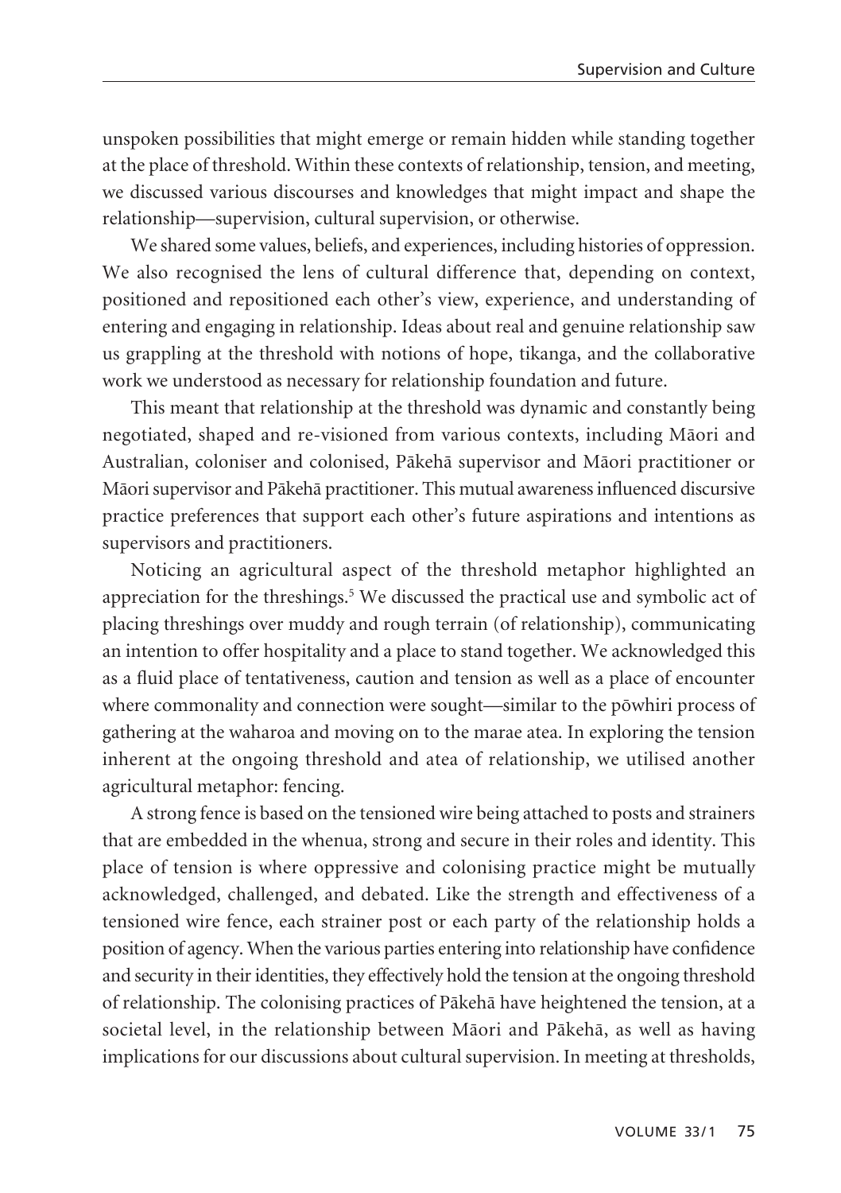unspoken possibilities that might emerge or remain hidden while standing together at the place of threshold. Within these contexts of relationship, tension, and meeting, we discussed various discourses and knowledges that might impact and shape the relationship—supervision, cultural supervision, or otherwise.

We shared some values, beliefs, and experiences, including histories of oppression. We also recognised the lens of cultural difference that, depending on context, positioned and repositioned each other's view, experience, and understanding of entering and engaging in relationship. Ideas about real and genuine relationship saw us grappling at the threshold with notions of hope, tikanga, and the collaborative work we understood as necessary for relationship foundation and future.

This meant that relationship at the threshold was dynamic and constantly being negotiated, shaped and re-visioned from various contexts, including Māori and Australian, coloniser and colonised, Pākehā supervisor and Māori practitioner or Māori supervisor and Pākehā practitioner. This mutual awareness influenced discursive practice preferences that support each other's future aspirations and intentions as supervisors and practitioners.

Noticing an agricultural aspect of the threshold metaphor highlighted an appreciation for the threshings.[5] We discussed the practical use and symbolic act of placing threshings over muddy and rough terrain (of relationship), communicating an intention to offer hospitality and a place to stand together. We acknowledged this as a fluid place of tentativeness, caution and tension as well as a place of encounter where commonality and connection were sought—similar to the pōwhiri process of gathering at the waharoa and moving on to the marae atea. In exploring the tension inherent at the ongoing threshold and atea of relationship, we utilised another agricultural metaphor: fencing.

A strong fence is based on the tensioned wire being attached to posts and strainers that are embedded in the whenua, strong and secure in their roles and identity. This place of tension is where oppressive and colonising practice might be mutually acknowledged, challenged, and debated. Like the strength and effectiveness of a tensioned wire fence, each strainer post or each party of the relationship holds a position of agency. When the various parties entering into relationship have confidence and security in their identities, they effectively hold the tension at the ongoing threshold of relationship. The colonising practices of Pākehā have heightened the tension, at a societal level, in the relationship between Māori and Pākehā, as well as having implications for our discussions about cultural supervision. In meeting at thresholds,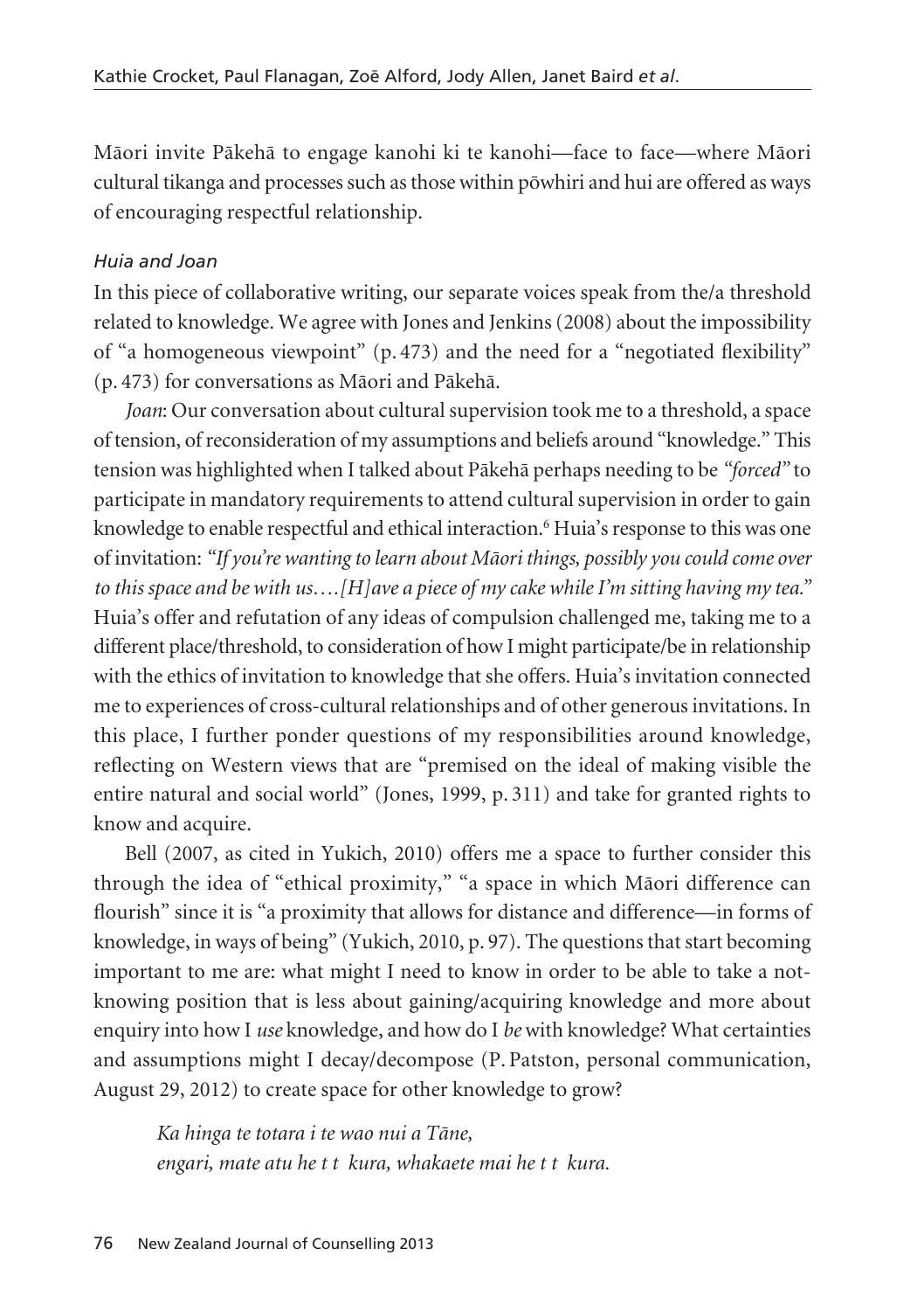Māori invite Pākehā to engage kanohi ki te kanohi—face to face—where Māori cultural tikanga and processes such as those within pōwhiri and hui are offered as ways of encouraging respectful relationship.

*Huia and Joan*

In this piece of collaborative writing, our separate voices speak from the/a threshold related to knowledge. We agree with Jones and Jenkins (2008) about the impossibility of "a homogeneous viewpoint" (p. 473) and the need for a "negotiated flexibility" (p. 473) for conversations as Māori and Pākehā.

*Joan*: Our conversation about cultural supervision took me to a threshold, a space of tension, of reconsideration of my assumptions and beliefs around "knowledge." This tension was highlighted when I talked about Pākehā perhaps needing to be *"forced"* to participate in mandatory requirements to attend cultural supervision in order to gain knowledge to enable respectful and ethical interaction.[6] Huia's response to this was one of invitation: *"If you're wanting to learn about Māori things, possibly you could come over to this space and be with us….[H]ave a piece of my cake while I'm sitting having my tea."* Huia's offer and refutation of any ideas of compulsion challenged me, taking me to a different place/threshold, to consideration of how I might participate/be in relationship with the ethics of invitation to knowledge that she offers. Huia's invitation connected me to experiences of cross-cultural relationships and of other generous invitations. In this place, I further ponder questions of my responsibilities around knowledge, reflecting on Western views that are "premised on the ideal of making visible the entire natural and social world" (Jones, 1999, p. 311) and take for granted rights to know and acquire.

Bell (2007, as cited in Yukich, 2010) offers me a space to further consider this through the idea of "ethical proximity," "a space in which Māori difference can flourish" since it is "a proximity that allows for distance and difference—in forms of knowledge, in ways of being" (Yukich, 2010, p. 97). The questions that start becoming important to me are: what might I need to know in order to be able to take a not-knowing position that is less about gaining/acquiring knowledge and more about enquiry into how I *use* knowledge, and how do I *be* with knowledge? What certainties and assumptions might I decay/decompose (P. Patston, personal communication, August 29, 2012) to create space for other knowledge to grow?

> *Ka hinga te totara i te wao nui a Tāne,*
> *engari, mate atu he t t kura, whakaete mai he t t kura.*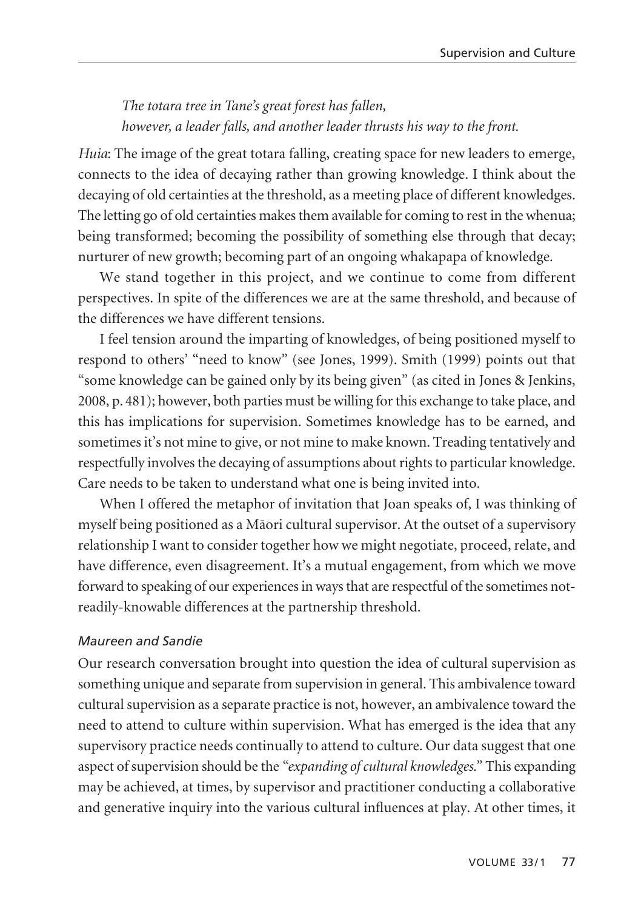*The totara tree in Tane's great forest has fallen,*
*however, a leader falls, and another leader thrusts his way to the front.*

*Huia*: The image of the great totara falling, creating space for new leaders to emerge, connects to the idea of decaying rather than growing knowledge. I think about the decaying of old certainties at the threshold, as a meeting place of different knowledges. The letting go of old certainties makes them available for coming to rest in the whenua; being transformed; becoming the possibility of something else through that decay; nurturer of new growth; becoming part of an ongoing whakapapa of knowledge.

We stand together in this project, and we continue to come from different perspectives. In spite of the differences we are at the same threshold, and because of the differences we have different tensions.

I feel tension around the imparting of knowledges, of being positioned myself to respond to others' "need to know" (see Jones, 1999). Smith (1999) points out that "some knowledge can be gained only by its being given" (as cited in Jones & Jenkins, 2008, p. 481); however, both parties must be willing for this exchange to take place, and this has implications for supervision. Sometimes knowledge has to be earned, and sometimes it's not mine to give, or not mine to make known. Treading tentatively and respectfully involves the decaying of assumptions about rights to particular knowledge. Care needs to be taken to understand what one is being invited into.

When I offered the metaphor of invitation that Joan speaks of, I was thinking of myself being positioned as a Māori cultural supervisor. At the outset of a supervisory relationship I want to consider together how we might negotiate, proceed, relate, and have difference, even disagreement. It's a mutual engagement, from which we move forward to speaking of our experiences in ways that are respectful of the sometimes not-readily-knowable differences at the partnership threshold.

*Maureen and Sandie*

Our research conversation brought into question the idea of cultural supervision as something unique and separate from supervision in general. This ambivalence toward cultural supervision as a separate practice is not, however, an ambivalence toward the need to attend to culture within supervision. What has emerged is the idea that any supervisory practice needs continually to attend to culture. Our data suggest that one aspect of supervision should be the "*expanding of cultural knowledges.*" This expanding may be achieved, at times, by supervisor and practitioner conducting a collaborative and generative inquiry into the various cultural influences at play. At other times, it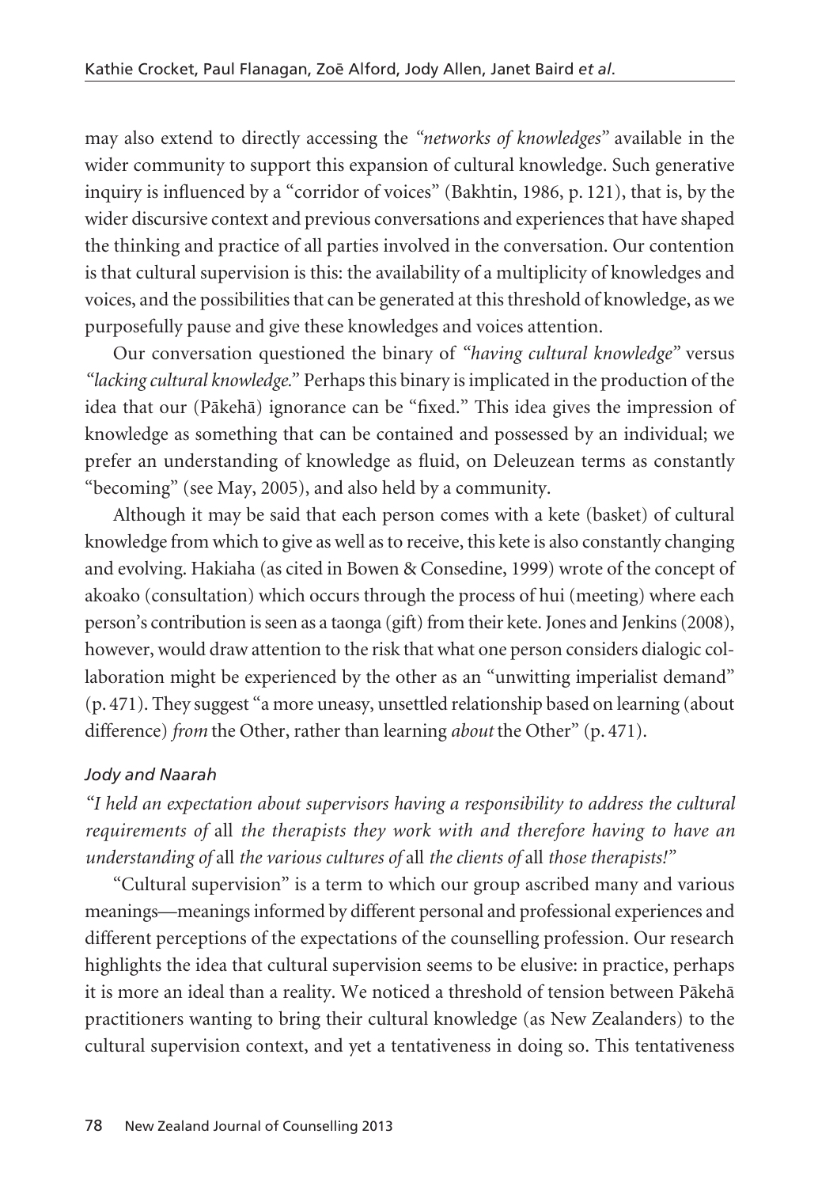may also extend to directly accessing the *"networks of knowledges"* available in the wider community to support this expansion of cultural knowledge. Such generative inquiry is influenced by a "corridor of voices" (Bakhtin, 1986, p. 121), that is, by the wider discursive context and previous conversations and experiences that have shaped the thinking and practice of all parties involved in the conversation. Our contention is that cultural supervision is this: the availability of a multiplicity of knowledges and voices, and the possibilities that can be generated at this threshold of knowledge, as we purposefully pause and give these knowledges and voices attention.

Our conversation questioned the binary of *"having cultural knowledge"* versus *"lacking cultural knowledge."* Perhaps this binary is implicated in the production of the idea that our (Pākehā) ignorance can be "fixed." This idea gives the impression of knowledge as something that can be contained and possessed by an individual; we prefer an understanding of knowledge as fluid, on Deleuzean terms as constantly "becoming" (see May, 2005), and also held by a community.

Although it may be said that each person comes with a kete (basket) of cultural knowledge from which to give as well as to receive, this kete is also constantly changing and evolving. Hakiaha (as cited in Bowen & Consedine, 1999) wrote of the concept of akoako (consultation) which occurs through the process of hui (meeting) where each person's contribution is seen as a taonga (gift) from their kete. Jones and Jenkins (2008), however, would draw attention to the risk that what one person considers dialogic collaboration might be experienced by the other as an "unwitting imperialist demand" (p. 471). They suggest "a more uneasy, unsettled relationship based on learning (about difference) *from* the Other, rather than learning *about* the Other" (p. 471).

### *Jody and Naarah*

*"I held an expectation about supervisors having a responsibility to address the cultural requirements of* all *the therapists they work with and therefore having to have an understanding of* all *the various cultures of* all *the clients of* all *those therapists!"*

"Cultural supervision" is a term to which our group ascribed many and various meanings—meanings informed by different personal and professional experiences and different perceptions of the expectations of the counselling profession. Our research highlights the idea that cultural supervision seems to be elusive: in practice, perhaps it is more an ideal than a reality. We noticed a threshold of tension between Pākehā practitioners wanting to bring their cultural knowledge (as New Zealanders) to the cultural supervision context, and yet a tentativeness in doing so. This tentativeness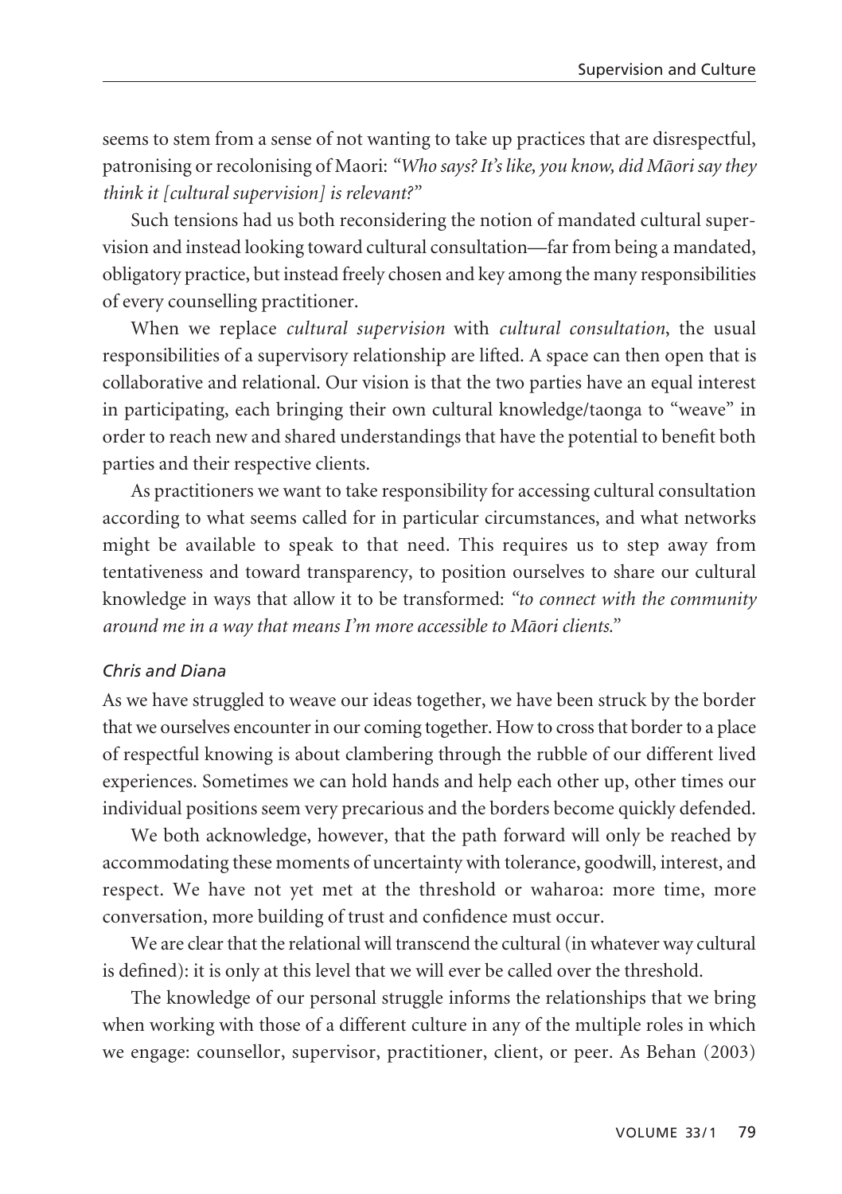seems to stem from a sense of not wanting to take up practices that are disrespectful, patronising or recolonising of Maori: *"Who says? It's like, you know, did Māori say they think it [cultural supervision] is relevant?"*

Such tensions had us both reconsidering the notion of mandated cultural supervision and instead looking toward cultural consultation—far from being a mandated, obligatory practice, but instead freely chosen and key among the many responsibilities of every counselling practitioner.

When we replace *cultural supervision* with *cultural consultation*, the usual responsibilities of a supervisory relationship are lifted. A space can then open that is collaborative and relational. Our vision is that the two parties have an equal interest in participating, each bringing their own cultural knowledge/taonga to "weave" in order to reach new and shared understandings that have the potential to benefit both parties and their respective clients.

As practitioners we want to take responsibility for accessing cultural consultation according to what seems called for in particular circumstances, and what networks might be available to speak to that need. This requires us to step away from tentativeness and toward transparency, to position ourselves to share our cultural knowledge in ways that allow it to be transformed: *"to connect with the community around me in a way that means I'm more accessible to Māori clients."*

*Chris and Diana*

As we have struggled to weave our ideas together, we have been struck by the border that we ourselves encounter in our coming together. How to cross that border to a place of respectful knowing is about clambering through the rubble of our different lived experiences. Sometimes we can hold hands and help each other up, other times our individual positions seem very precarious and the borders become quickly defended.

We both acknowledge, however, that the path forward will only be reached by accommodating these moments of uncertainty with tolerance, goodwill, interest, and respect. We have not yet met at the threshold or waharoa: more time, more conversation, more building of trust and confidence must occur.

We are clear that the relational will transcend the cultural (in whatever way cultural is defined): it is only at this level that we will ever be called over the threshold.

The knowledge of our personal struggle informs the relationships that we bring when working with those of a different culture in any of the multiple roles in which we engage: counsellor, supervisor, practitioner, client, or peer. As Behan (2003)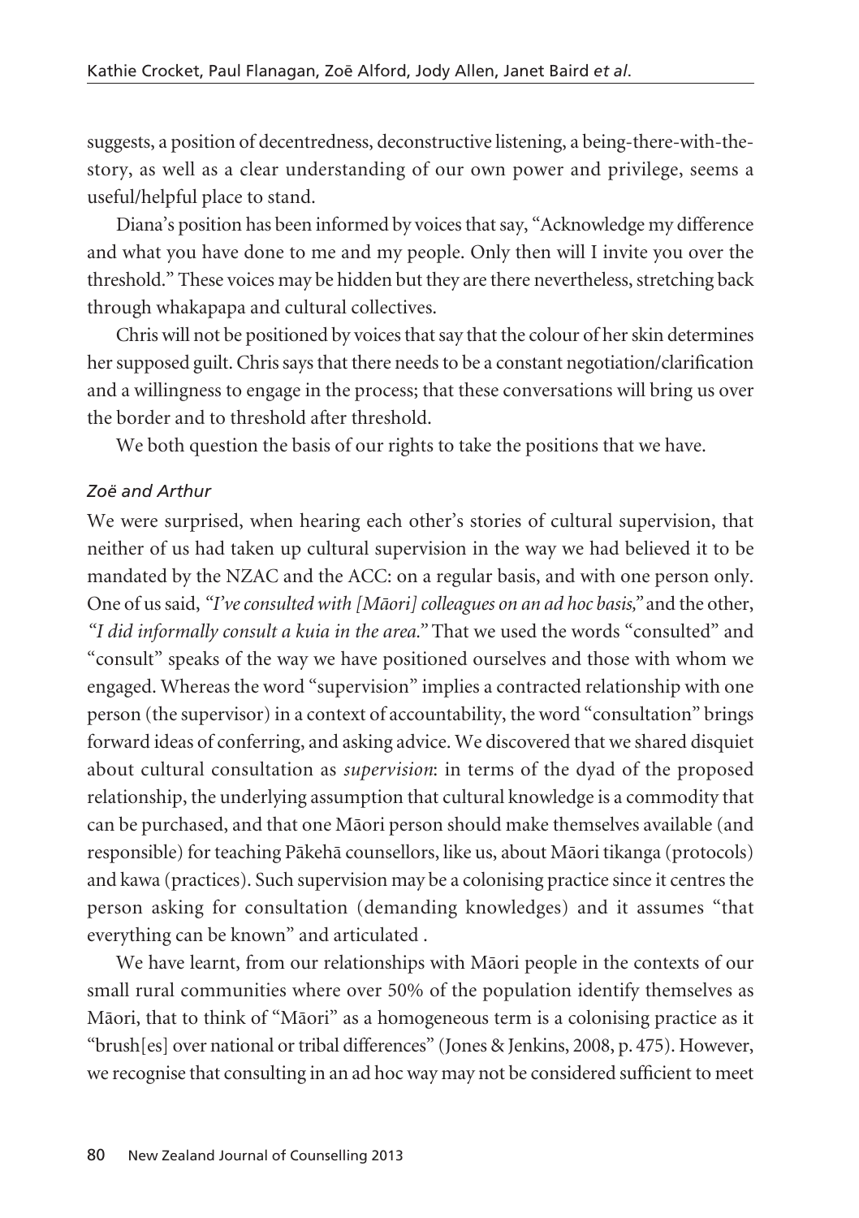suggests, a position of decentredness, deconstructive listening, a being-there-with-the-story, as well as a clear understanding of our own power and privilege, seems a useful/helpful place to stand.

Diana's position has been informed by voices that say, "Acknowledge my difference and what you have done to me and my people. Only then will I invite you over the threshold." These voices may be hidden but they are there nevertheless, stretching back through whakapapa and cultural collectives.

Chris will not be positioned by voices that say that the colour of her skin determines her supposed guilt. Chris says that there needs to be a constant negotiation/clarification and a willingness to engage in the process; that these conversations will bring us over the border and to threshold after threshold.

We both question the basis of our rights to take the positions that we have.

### *Zoë and Arthur*

We were surprised, when hearing each other's stories of cultural supervision, that neither of us had taken up cultural supervision in the way we had believed it to be mandated by the NZAC and the ACC: on a regular basis, and with one person only. One of us said, *"I've consulted with [Māori] colleagues on an ad hoc basis,"* and the other, *"I did informally consult a kuia in the area."* That we used the words "consulted" and "consult" speaks of the way we have positioned ourselves and those with whom we engaged. Whereas the word "supervision" implies a contracted relationship with one person (the supervisor) in a context of accountability, the word "consultation" brings forward ideas of conferring, and asking advice. We discovered that we shared disquiet about cultural consultation as *supervision*: in terms of the dyad of the proposed relationship, the underlying assumption that cultural knowledge is a commodity that can be purchased, and that one Māori person should make themselves available (and responsible) for teaching Pākehā counsellors, like us, about Māori tikanga (protocols) and kawa (practices). Such supervision may be a colonising practice since it centres the person asking for consultation (demanding knowledges) and it assumes "that everything can be known" and articulated .

We have learnt, from our relationships with Māori people in the contexts of our small rural communities where over 50% of the population identify themselves as Māori, that to think of "Māori" as a homogeneous term is a colonising practice as it "brush[es] over national or tribal differences" (Jones & Jenkins, 2008, p. 475). However, we recognise that consulting in an ad hoc way may not be considered sufficient to meet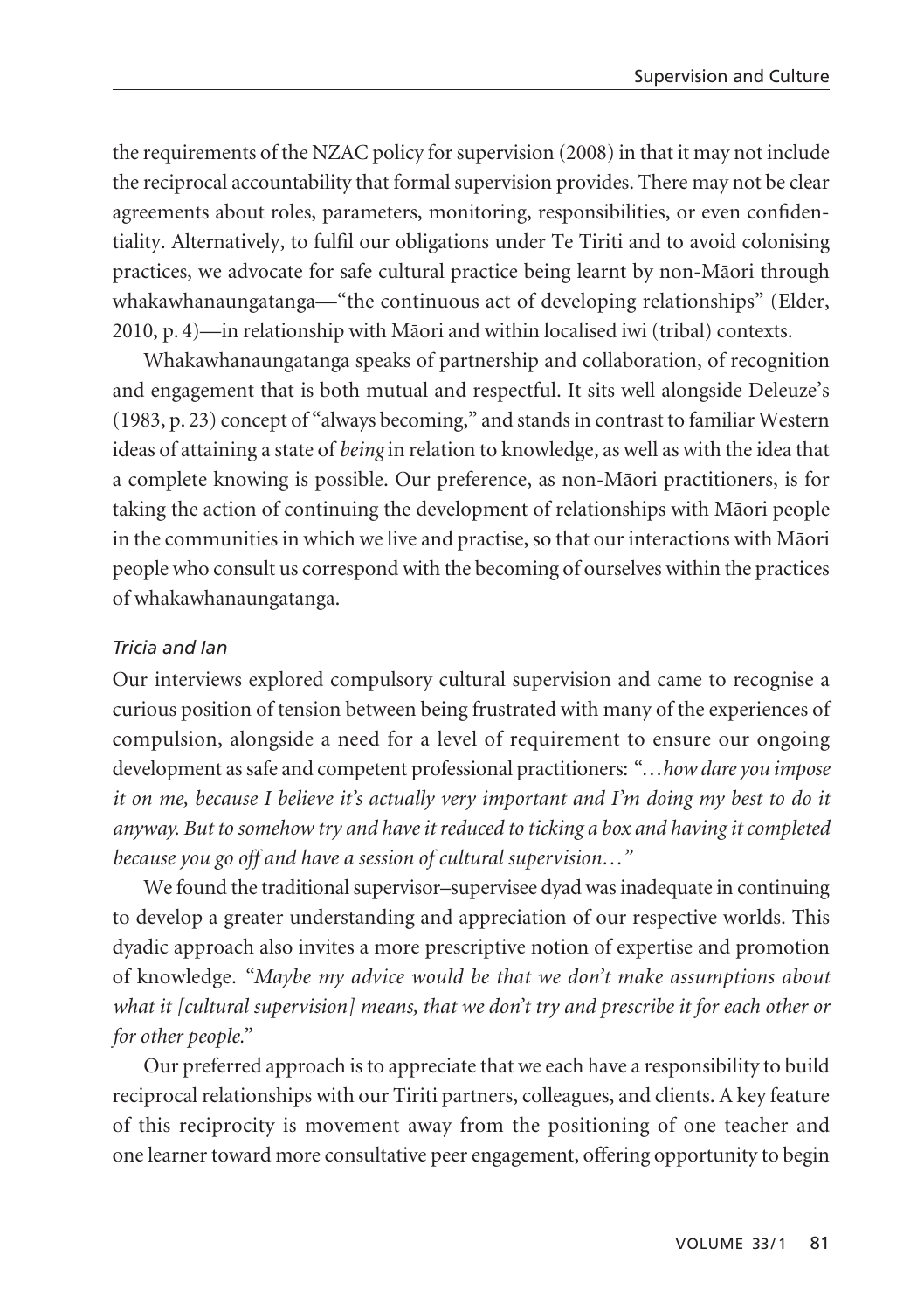the requirements of the NZAC policy for supervision (2008) in that it may not include the reciprocal accountability that formal supervision provides. There may not be clear agreements about roles, parameters, monitoring, responsibilities, or even confidentiality. Alternatively, to fulfil our obligations under Te Tiriti and to avoid colonising practices, we advocate for safe cultural practice being learnt by non-Māori through whakawhanaungatanga—"the continuous act of developing relationships" (Elder, 2010, p. 4)—in relationship with Māori and within localised iwi (tribal) contexts.

Whakawhanaungatanga speaks of partnership and collaboration, of recognition and engagement that is both mutual and respectful. It sits well alongside Deleuze's (1983, p. 23) concept of "always becoming," and stands in contrast to familiar Western ideas of attaining a state of *being* in relation to knowledge, as well as with the idea that a complete knowing is possible. Our preference, as non-Māori practitioners, is for taking the action of continuing the development of relationships with Māori people in the communities in which we live and practise, so that our interactions with Māori people who consult us correspond with the becoming of ourselves within the practices of whakawhanaungatanga.

*Tricia and Ian*

Our interviews explored compulsory cultural supervision and came to recognise a curious position of tension between being frustrated with many of the experiences of compulsion, alongside a need for a level of requirement to ensure our ongoing development as safe and competent professional practitioners: *"…how dare you impose it on me, because I believe it's actually very important and I'm doing my best to do it anyway. But to somehow try and have it reduced to ticking a box and having it completed because you go off and have a session of cultural supervision…"*

We found the traditional supervisor–supervisee dyad was inadequate in continuing to develop a greater understanding and appreciation of our respective worlds. This dyadic approach also invites a more prescriptive notion of expertise and promotion of knowledge. *"Maybe my advice would be that we don't make assumptions about what it [cultural supervision] means, that we don't try and prescribe it for each other or for other people."*

Our preferred approach is to appreciate that we each have a responsibility to build reciprocal relationships with our Tiriti partners, colleagues, and clients. A key feature of this reciprocity is movement away from the positioning of one teacher and one learner toward more consultative peer engagement, offering opportunity to begin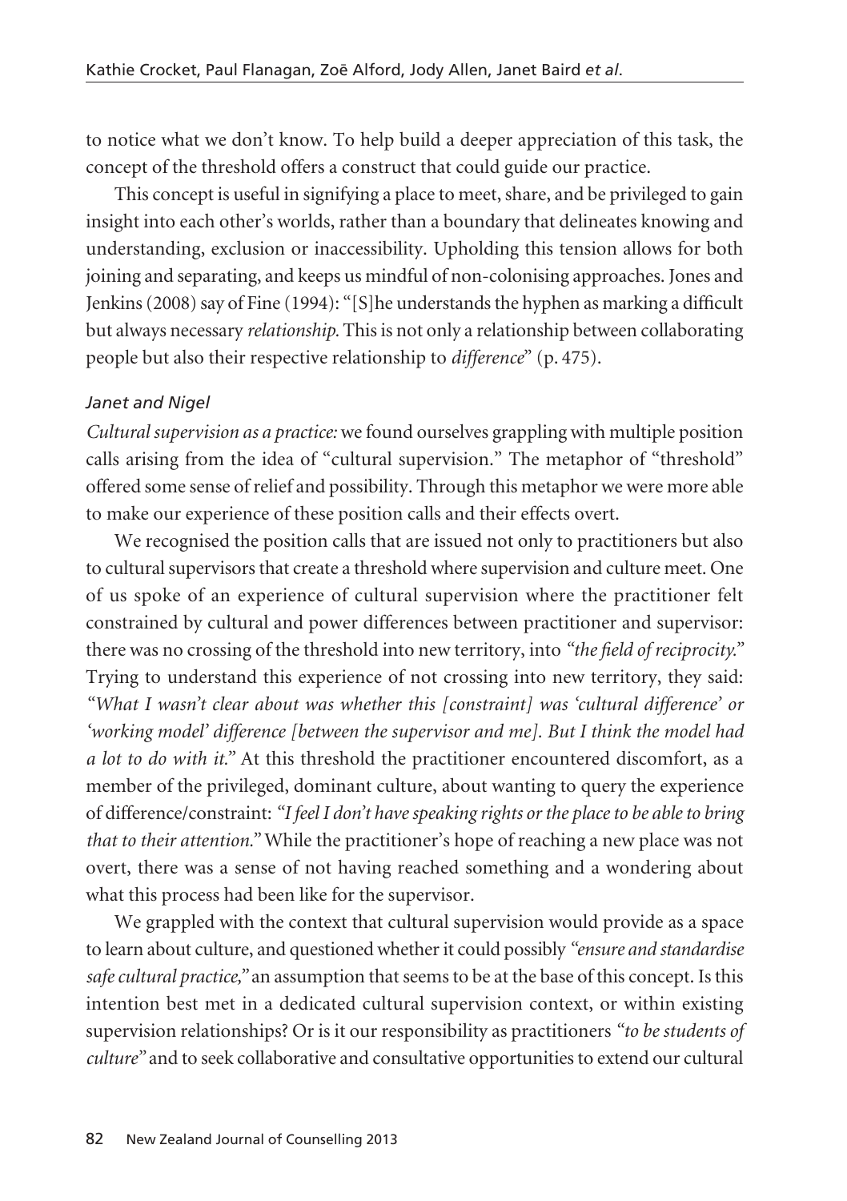to notice what we don't know. To help build a deeper appreciation of this task, the concept of the threshold offers a construct that could guide our practice.

This concept is useful in signifying a place to meet, share, and be privileged to gain insight into each other's worlds, rather than a boundary that delineates knowing and understanding, exclusion or inaccessibility. Upholding this tension allows for both joining and separating, and keeps us mindful of non-colonising approaches. Jones and Jenkins (2008) say of Fine (1994): "[S]he understands the hyphen as marking a difficult but always necessary *relationship*. This is not only a relationship between collaborating people but also their respective relationship to *difference*" (p. 475).

*Janet and Nigel*

*Cultural supervision as a practice:* we found ourselves grappling with multiple position calls arising from the idea of "cultural supervision." The metaphor of "threshold" offered some sense of relief and possibility. Through this metaphor we were more able to make our experience of these position calls and their effects overt.

We recognised the position calls that are issued not only to practitioners but also to cultural supervisors that create a threshold where supervision and culture meet. One of us spoke of an experience of cultural supervision where the practitioner felt constrained by cultural and power differences between practitioner and supervisor: there was no crossing of the threshold into new territory, into *"the field of reciprocity."* Trying to understand this experience of not crossing into new territory, they said: *"What I wasn't clear about was whether this [constraint] was 'cultural difference' or 'working model' difference [between the supervisor and me]. But I think the model had a lot to do with it."* At this threshold the practitioner encountered discomfort, as a member of the privileged, dominant culture, about wanting to query the experience of difference/constraint: *"I feel I don't have speaking rights or the place to be able to bring that to their attention."* While the practitioner's hope of reaching a new place was not overt, there was a sense of not having reached something and a wondering about what this process had been like for the supervisor.

We grappled with the context that cultural supervision would provide as a space to learn about culture, and questioned whether it could possibly *"ensure and standardise safe cultural practice,"* an assumption that seems to be at the base of this concept. Is this intention best met in a dedicated cultural supervision context, or within existing supervision relationships? Or is it our responsibility as practitioners *"to be students of culture"* and to seek collaborative and consultative opportunities to extend our cultural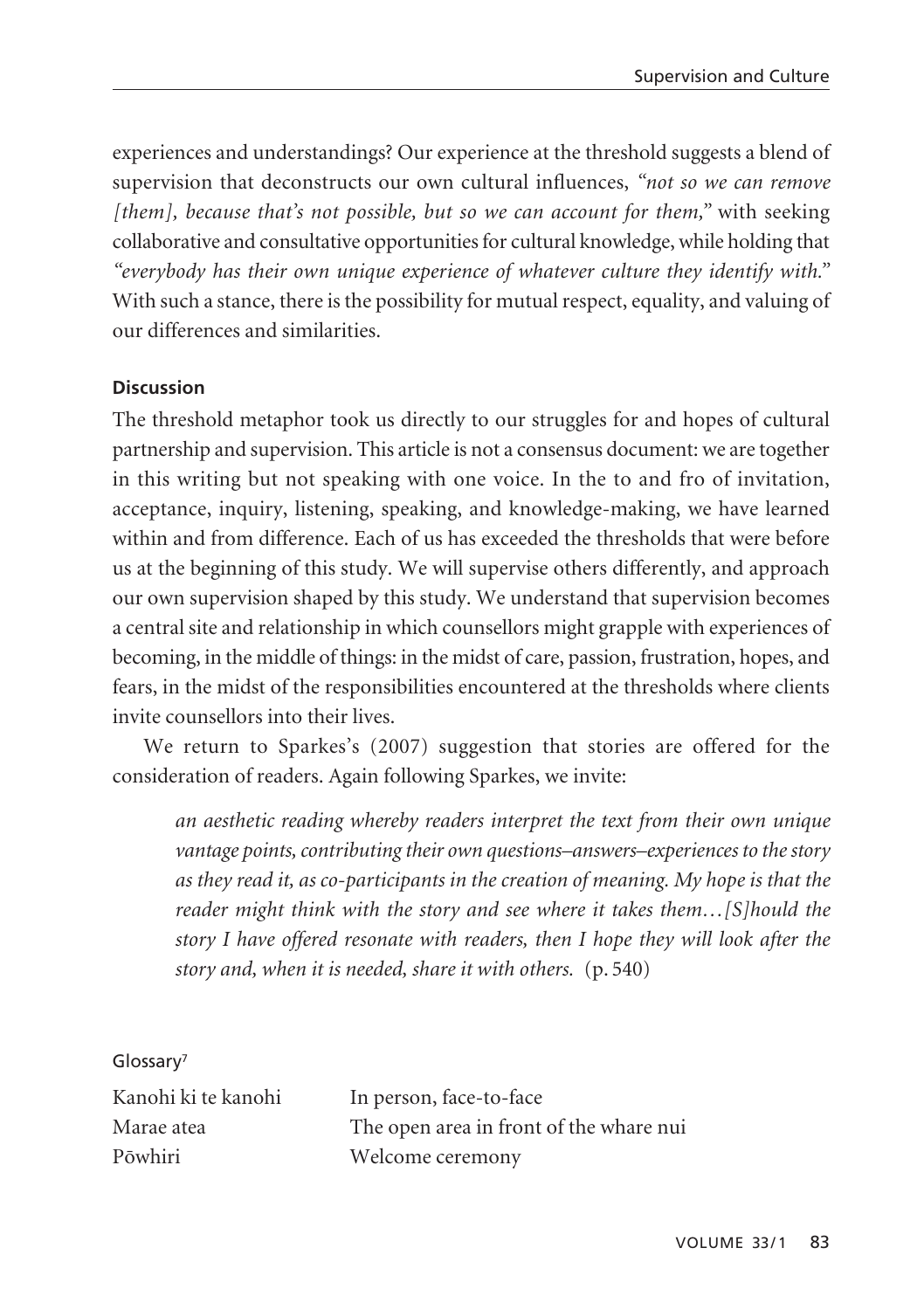experiences and understandings? Our experience at the threshold suggests a blend of supervision that deconstructs our own cultural influences, *"not so we can remove [them], because that's not possible, but so we can account for them,"* with seeking collaborative and consultative opportunities for cultural knowledge, while holding that *"everybody has their own unique experience of whatever culture they identify with."* With such a stance, there is the possibility for mutual respect, equality, and valuing of our differences and similarities.

### Discussion

The threshold metaphor took us directly to our struggles for and hopes of cultural partnership and supervision. This article is not a consensus document: we are together in this writing but not speaking with one voice. In the to and fro of invitation, acceptance, inquiry, listening, speaking, and knowledge-making, we have learned within and from difference. Each of us has exceeded the thresholds that were before us at the beginning of this study. We will supervise others differently, and approach our own supervision shaped by this study. We understand that supervision becomes a central site and relationship in which counsellors might grapple with experiences of becoming, in the middle of things: in the midst of care, passion, frustration, hopes, and fears, in the midst of the responsibilities encountered at the thresholds where clients invite counsellors into their lives.

We return to Sparkes's (2007) suggestion that stories are offered for the consideration of readers. Again following Sparkes, we invite:

> *an aesthetic reading whereby readers interpret the text from their own unique vantage points, contributing their own questions–answers–experiences to the story as they read it, as co-participants in the creation of meaning. My hope is that the reader might think with the story and see where it takes them…[S]hould the story I have offered resonate with readers, then I hope they will look after the story and, when it is needed, share it with others.* (p. 540)

Glossary[7]

| | |
|---|---|
| Kanohi ki te kanohi | In person, face-to-face |
| Marae atea | The open area in front of the whare nui |
| Pōwhiri | Welcome ceremony |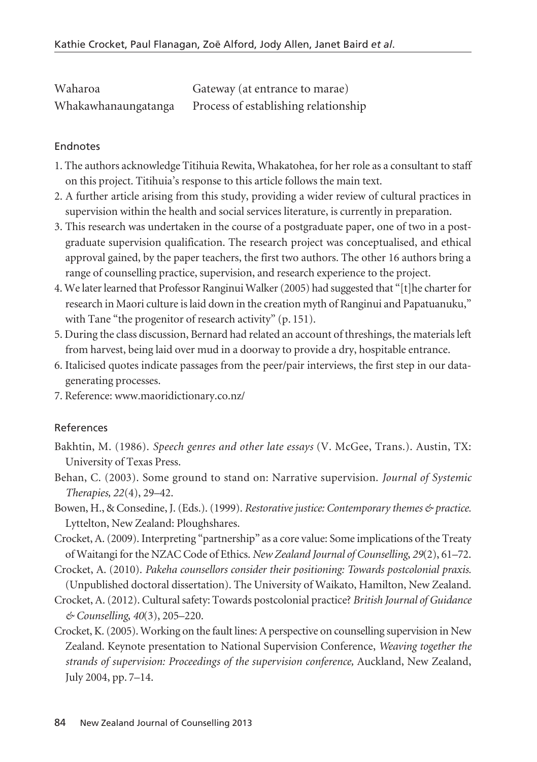| | |
|---|---|
| Waharoa | Gateway (at entrance to marae) |
| Whakawhanaungatanga | Process of establishing relationship |

## Endnotes

1. The authors acknowledge Titihuia Rewita, Whakatohea, for her role as a consultant to staff on this project. Titihuia's response to this article follows the main text.
2. A further article arising from this study, providing a wider review of cultural practices in supervision within the health and social services literature, is currently in preparation.
3. This research was undertaken in the course of a postgraduate paper, one of two in a postgraduate supervision qualification. The research project was conceptualised, and ethical approval gained, by the paper teachers, the first two authors. The other 16 authors bring a range of counselling practice, supervision, and research experience to the project.
4. We later learned that Professor Ranginui Walker (2005) had suggested that "[t]he charter for research in Maori culture is laid down in the creation myth of Ranginui and Papatuanuku," with Tane "the progenitor of research activity" (p. 151).
5. During the class discussion, Bernard had related an account of threshings, the materials left from harvest, being laid over mud in a doorway to provide a dry, hospitable entrance.
6. Italicised quotes indicate passages from the peer/pair interviews, the first step in our data-generating processes.
7. Reference: www.maoridictionary.co.nz/

## References

Bakhtin, M. (1986). *Speech genres and other late essays* (V. McGee, Trans.). Austin, TX: University of Texas Press.

Behan, C. (2003). Some ground to stand on: Narrative supervision. *Journal of Systemic Therapies, 22*(4), 29–42.

Bowen, H., & Consedine, J. (Eds.). (1999). *Restorative justice: Contemporary themes & practice.* Lyttelton, New Zealand: Ploughshares.

Crocket, A. (2009). Interpreting "partnership" as a core value: Some implications of the Treaty of Waitangi for the NZAC Code of Ethics. *New Zealand Journal of Counselling, 29*(2), 61–72.

Crocket, A. (2010). *Pakeha counsellors consider their positioning: Towards postcolonial praxis.* (Unpublished doctoral dissertation). The University of Waikato, Hamilton, New Zealand.

Crocket, A. (2012). Cultural safety: Towards postcolonial practice? *British Journal of Guidance & Counselling, 40*(3), 205–220.

Crocket, K. (2005). Working on the fault lines: A perspective on counselling supervision in New Zealand. Keynote presentation to National Supervision Conference, *Weaving together the strands of supervision: Proceedings of the supervision conference,* Auckland, New Zealand, July 2004, pp. 7–14.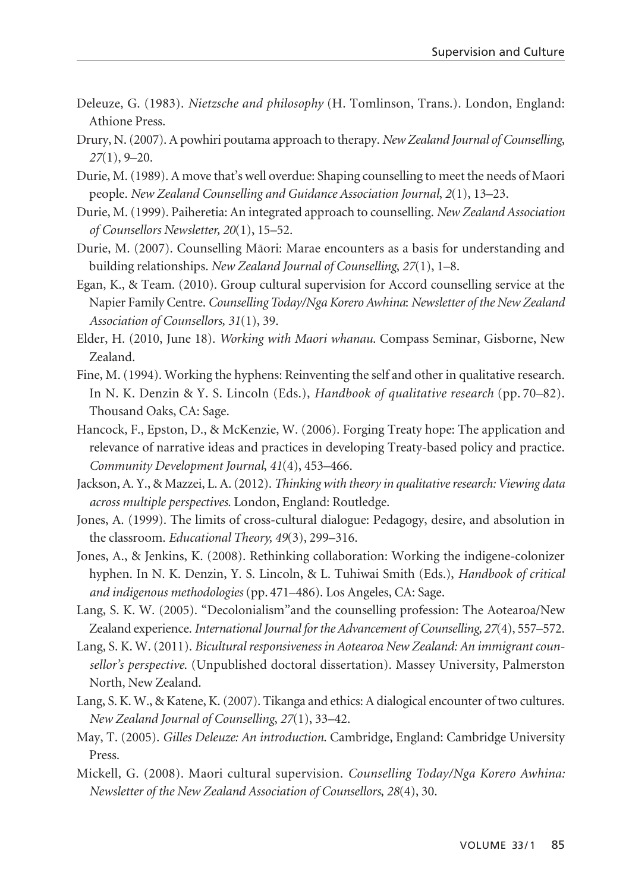Deleuze, G. (1983). *Nietzsche and philosophy* (H. Tomlinson, Trans.). London, England: Athione Press.

Drury, N. (2007). A powhiri poutama approach to therapy. *New Zealand Journal of Counselling*, *27*(1), 9–20.

Durie, M. (1989). A move that's well overdue: Shaping counselling to meet the needs of Maori people. *New Zealand Counselling and Guidance Association Journal*, *2*(1), 13–23.

Durie, M. (1999). Paiheretia: An integrated approach to counselling. *New Zealand Association of Counsellors Newsletter, 20*(1), 15–52.

Durie, M. (2007). Counselling Māori: Marae encounters as a basis for understanding and building relationships. *New Zealand Journal of Counselling*, *27*(1), 1–8.

Egan, K., & Team. (2010). Group cultural supervision for Accord counselling service at the Napier Family Centre. *Counselling Today/Nga Korero Awhina*: *Newsletter of the New Zealand Association of Counsellors, 31*(1), 39.

Elder, H. (2010, June 18). *Working with Maori whanau*. Compass Seminar, Gisborne, New Zealand.

Fine, M. (1994). Working the hyphens: Reinventing the self and other in qualitative research. In N. K. Denzin & Y. S. Lincoln (Eds.), *Handbook of qualitative research* (pp. 70–82). Thousand Oaks, CA: Sage.

Hancock, F., Epston, D., & McKenzie, W. (2006). Forging Treaty hope: The application and relevance of narrative ideas and practices in developing Treaty-based policy and practice. *Community Development Journal*, *41*(4), 453–466.

Jackson, A. Y., & Mazzei, L. A. (2012). *Thinking with theory in qualitative research: Viewing data across multiple perspectives*. London, England: Routledge.

Jones, A. (1999). The limits of cross-cultural dialogue: Pedagogy, desire, and absolution in the classroom. *Educational Theory, 49*(3), 299–316.

Jones, A., & Jenkins, K. (2008). Rethinking collaboration: Working the indigene-colonizer hyphen. In N. K. Denzin, Y. S. Lincoln, & L. Tuhiwai Smith (Eds.), *Handbook of critical and indigenous methodologies* (pp. 471–486). Los Angeles, CA: Sage.

Lang, S. K. W. (2005). "Decolonialism"and the counselling profession: The Aotearoa/New Zealand experience. *International Journal for the Advancement of Counselling, 27*(4), 557–572.

Lang, S. K. W. (2011). *Bicultural responsiveness in Aotearoa New Zealand: An immigrant counsellor's perspective*. (Unpublished doctoral dissertation). Massey University, Palmerston North, New Zealand.

Lang, S. K. W., & Katene, K. (2007). Tikanga and ethics: A dialogical encounter of two cultures. *New Zealand Journal of Counselling*, *27*(1), 33–42.

May, T. (2005). *Gilles Deleuze: An introduction*. Cambridge, England: Cambridge University Press.

Mickell, G. (2008). Maori cultural supervision. *Counselling Today/Nga Korero Awhina: Newsletter of the New Zealand Association of Counsellors*, *28*(4), 30.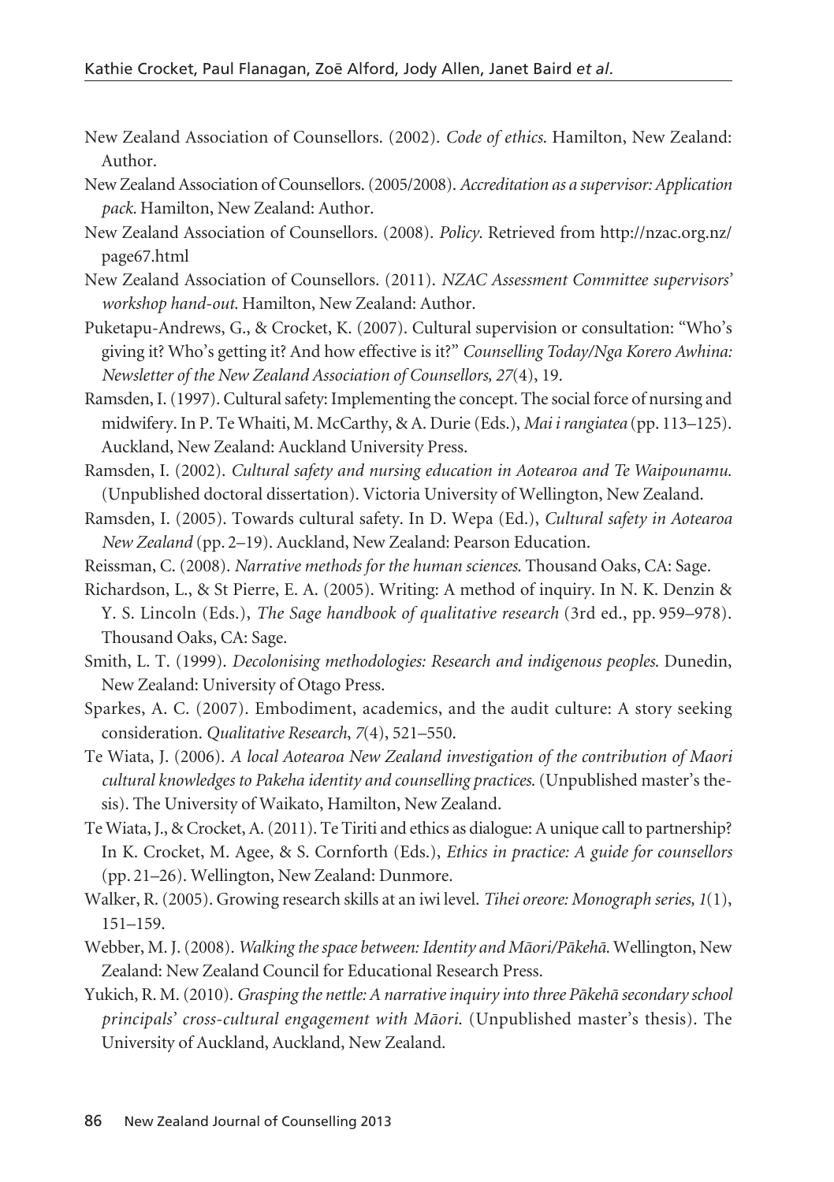New Zealand Association of Counsellors. (2002). *Code of ethics*. Hamilton, New Zealand: Author.

New Zealand Association of Counsellors. (2005/2008). *Accreditation as a supervisor: Application pack*. Hamilton, New Zealand: Author.

New Zealand Association of Counsellors. (2008). *Policy*. Retrieved from http://nzac.org.nz/page67.html

New Zealand Association of Counsellors. (2011). *NZAC Assessment Committee supervisors' workshop hand-out*. Hamilton, New Zealand: Author.

Puketapu-Andrews, G., & Crocket, K. (2007). Cultural supervision or consultation: "Who's giving it? Who's getting it? And how effective is it?" *Counselling Today/Nga Korero Awhina: Newsletter of the New Zealand Association of Counsellors, 27*(4), 19.

Ramsden, I. (1997). Cultural safety: Implementing the concept. The social force of nursing and midwifery. In P. Te Whaiti, M. McCarthy, & A. Durie (Eds.), *Mai i rangiatea* (pp. 113–125). Auckland, New Zealand: Auckland University Press.

Ramsden, I. (2002). *Cultural safety and nursing education in Aotearoa and Te Waipounamu.* (Unpublished doctoral dissertation). Victoria University of Wellington, New Zealand.

Ramsden, I. (2005). Towards cultural safety. In D. Wepa (Ed.), *Cultural safety in Aotearoa New Zealand* (pp. 2–19). Auckland, New Zealand: Pearson Education.

Reissman, C. (2008). *Narrative methods for the human sciences.* Thousand Oaks, CA: Sage.

Richardson, L., & St Pierre, E. A. (2005). Writing: A method of inquiry. In N. K. Denzin & Y. S. Lincoln (Eds.), *The Sage handbook of qualitative research* (3rd ed., pp. 959–978). Thousand Oaks, CA: Sage.

Smith, L. T. (1999). *Decolonising methodologies: Research and indigenous peoples.* Dunedin, New Zealand: University of Otago Press.

Sparkes, A. C. (2007). Embodiment, academics, and the audit culture: A story seeking consideration. *Qualitative Research, 7*(4), 521–550.

Te Wiata, J. (2006). *A local Aotearoa New Zealand investigation of the contribution of Maori cultural knowledges to Pakeha identity and counselling practices.* (Unpublished master's thesis). The University of Waikato, Hamilton, New Zealand.

Te Wiata, J., & Crocket, A. (2011). Te Tiriti and ethics as dialogue: A unique call to partnership? In K. Crocket, M. Agee, & S. Cornforth (Eds.), *Ethics in practice: A guide for counsellors* (pp. 21–26). Wellington, New Zealand: Dunmore.

Walker, R. (2005). Growing research skills at an iwi level. *Tihei oreore: Monograph series, 1*(1), 151–159.

Webber, M. J. (2008). *Walking the space between: Identity and Māori/Pākehā.* Wellington, New Zealand: New Zealand Council for Educational Research Press.

Yukich, R. M. (2010). *Grasping the nettle: A narrative inquiry into three Pākehā secondary school principals' cross-cultural engagement with Māori.* (Unpublished master's thesis). The University of Auckland, Auckland, New Zealand.